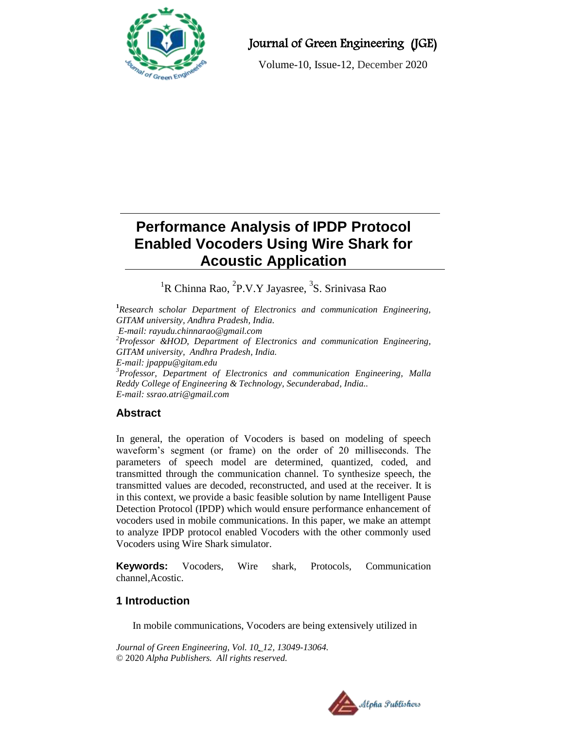# Performance Analysis of IPDP Protocol Enabled Vocoders Using Wire Shark for Acoustic Application

[1]R Chinna Rao, [2]P.V.Y Jayasree, [3]S. Srinivasa Rao

[1]*Research scholar Department of Electronics and communication Engineering, GITAM university, Andhra Pradesh, India.*
*E-mail: rayudu.chinnarao@gmail.com*

[2]*Professor &HOD, Department of Electronics and communication Engineering, GITAM university, Andhra Pradesh, India.*
*E-mail: jpappu@gitam.edu*

[3]*Professor, Department of Electronics and communication Engineering, Malla Reddy College of Engineering & Technology, Secunderabad, India..*
*E-mail: ssrao.atri@gmail.com*

## Abstract

In general, the operation of Vocoders is based on modeling of speech waveform's segment (or frame) on the order of 20 milliseconds. The parameters of speech model are determined, quantized, coded, and transmitted through the communication channel. To synthesize speech, the transmitted values are decoded, reconstructed, and used at the receiver. It is in this context, we provide a basic feasible solution by name Intelligent Pause Detection Protocol (IPDP) which would ensure performance enhancement of vocoders used in mobile communications. In this paper, we make an attempt to analyze IPDP protocol enabled Vocoders with the other commonly used Vocoders using Wire Shark simulator.

**Keywords:** Vocoders, Wire shark, Protocols, Communication channel,Acostic.

## 1 Introduction

In mobile communications, Vocoders are being extensively utilized in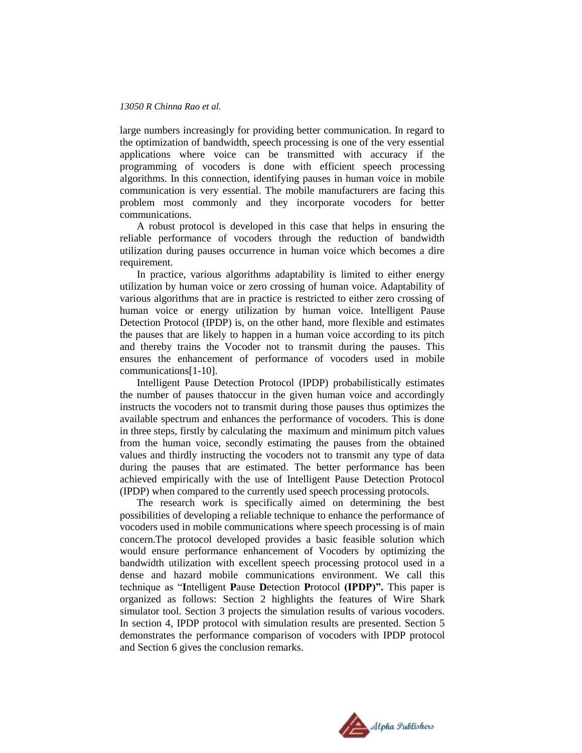large numbers increasingly for providing better communication. In regard to the optimization of bandwidth, speech processing is one of the very essential applications where voice can be transmitted with accuracy if the programming of vocoders is done with efficient speech processing algorithms. In this connection, identifying pauses in human voice in mobile communication is very essential. The mobile manufacturers are facing this problem most commonly and they incorporate vocoders for better communications.

A robust protocol is developed in this case that helps in ensuring the reliable performance of vocoders through the reduction of bandwidth utilization during pauses occurrence in human voice which becomes a dire requirement.

In practice, various algorithms adaptability is limited to either energy utilization by human voice or zero crossing of human voice. Adaptability of various algorithms that are in practice is restricted to either zero crossing of human voice or energy utilization by human voice. Intelligent Pause Detection Protocol (IPDP) is, on the other hand, more flexible and estimates the pauses that are likely to happen in a human voice according to its pitch and thereby trains the Vocoder not to transmit during the pauses. This ensures the enhancement of performance of vocoders used in mobile communications[1-10].

Intelligent Pause Detection Protocol (IPDP) probabilistically estimates the number of pauses thatoccur in the given human voice and accordingly instructs the vocoders not to transmit during those pauses thus optimizes the available spectrum and enhances the performance of vocoders. This is done in three steps, firstly by calculating the maximum and minimum pitch values from the human voice, secondly estimating the pauses from the obtained values and thirdly instructing the vocoders not to transmit any type of data during the pauses that are estimated. The better performance has been achieved empirically with the use of Intelligent Pause Detection Protocol (IPDP) when compared to the currently used speech processing protocols.

The research work is specifically aimed on determining the best possibilities of developing a reliable technique to enhance the performance of vocoders used in mobile communications where speech processing is of main concern.The protocol developed provides a basic feasible solution which would ensure performance enhancement of Vocoders by optimizing the bandwidth utilization with excellent speech processing protocol used in a dense and hazard mobile communications environment. We call this technique as "**I**ntelligent **P**ause **D**etection **P**rotocol **(IPDP)".** This paper is organized as follows: Section 2 highlights the features of Wire Shark simulator tool. Section 3 projects the simulation results of various vocoders. In section 4, IPDP protocol with simulation results are presented. Section 5 demonstrates the performance comparison of vocoders with IPDP protocol and Section 6 gives the conclusion remarks.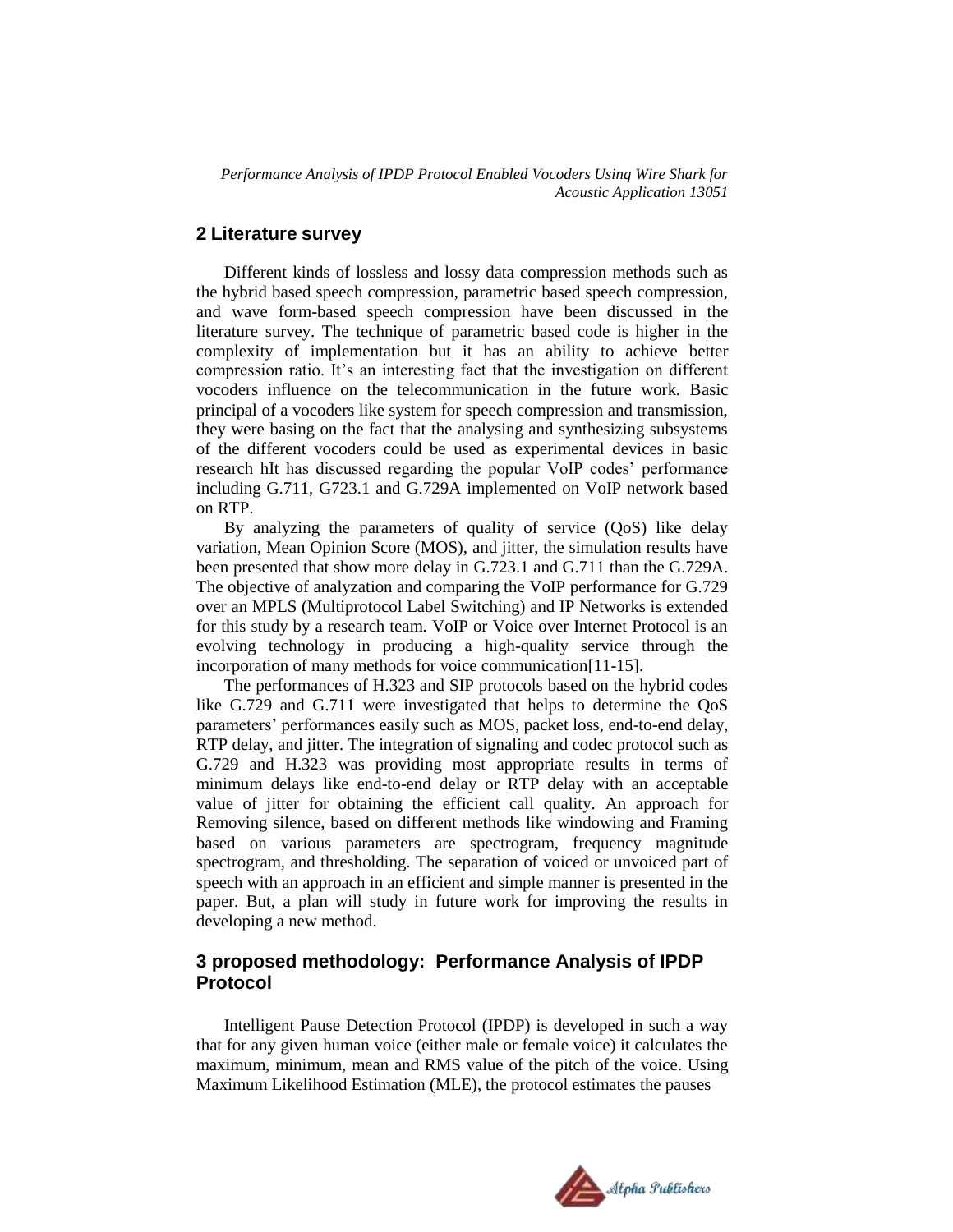## 2 Literature survey

Different kinds of lossless and lossy data compression methods such as the hybrid based speech compression, parametric based speech compression, and wave form-based speech compression have been discussed in the literature survey. The technique of parametric based code is higher in the complexity of implementation but it has an ability to achieve better compression ratio. It's an interesting fact that the investigation on different vocoders influence on the telecommunication in the future work. Basic principal of a vocoders like system for speech compression and transmission, they were basing on the fact that the analysing and synthesizing subsystems of the different vocoders could be used as experimental devices in basic research hIt has discussed regarding the popular VoIP codes' performance including G.711, G723.1 and G.729A implemented on VoIP network based on RTP.

By analyzing the parameters of quality of service (QoS) like delay variation, Mean Opinion Score (MOS), and jitter, the simulation results have been presented that show more delay in G.723.1 and G.711 than the G.729A. The objective of analyzation and comparing the VoIP performance for G.729 over an MPLS (Multiprotocol Label Switching) and IP Networks is extended for this study by a research team. VoIP or Voice over Internet Protocol is an evolving technology in producing a high-quality service through the incorporation of many methods for voice communication[11-15].

The performances of H.323 and SIP protocols based on the hybrid codes like G.729 and G.711 were investigated that helps to determine the QoS parameters' performances easily such as MOS, packet loss, end-to-end delay, RTP delay, and jitter. The integration of signaling and codec protocol such as G.729 and H.323 was providing most appropriate results in terms of minimum delays like end-to-end delay or RTP delay with an acceptable value of jitter for obtaining the efficient call quality. An approach for Removing silence, based on different methods like windowing and Framing based on various parameters are spectrogram, frequency magnitude spectrogram, and thresholding. The separation of voiced or unvoiced part of speech with an approach in an efficient and simple manner is presented in the paper. But, a plan will study in future work for improving the results in developing a new method.

## 3 proposed methodology: Performance Analysis of IPDP Protocol

Intelligent Pause Detection Protocol (IPDP) is developed in such a way that for any given human voice (either male or female voice) it calculates the maximum, minimum, mean and RMS value of the pitch of the voice. Using Maximum Likelihood Estimation (MLE), the protocol estimates the pauses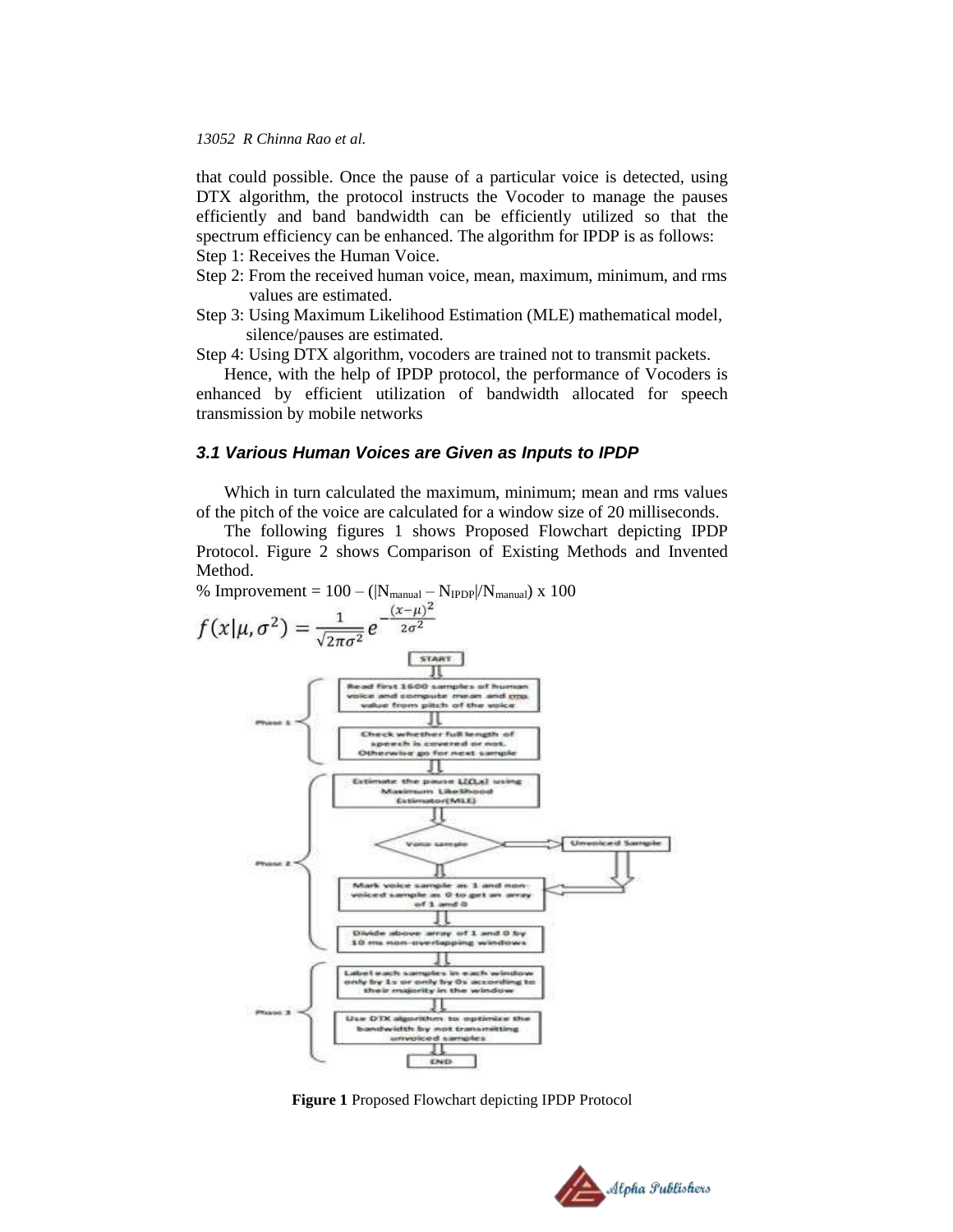that could possible. Once the pause of a particular voice is detected, using DTX algorithm, the protocol instructs the Vocoder to manage the pauses efficiently and band bandwidth can be efficiently utilized so that the spectrum efficiency can be enhanced. The algorithm for IPDP is as follows:

Step 1: Receives the Human Voice.

Step 2: From the received human voice, mean, maximum, minimum, and rms values are estimated.

Step 3: Using Maximum Likelihood Estimation (MLE) mathematical model, silence/pauses are estimated.

Step 4: Using DTX algorithm, vocoders are trained not to transmit packets.

Hence, with the help of IPDP protocol, the performance of Vocoders is enhanced by efficient utilization of bandwidth allocated for speech transmission by mobile networks

### 3.1 Various Human Voices are Given as Inputs to IPDP

Which in turn calculated the maximum, minimum; mean and rms values of the pitch of the voice are calculated for a window size of 20 milliseconds.

The following figures 1 shows Proposed Flowchart depicting IPDP Protocol. Figure 2 shows Comparison of Existing Methods and Invented Method.

% Improvement = $100 - (|N_{manual} - N_{IPDP}|/N_{manual}) \times 100$

$$f(x|\mu, \sigma^2) = \frac{1}{\sqrt{2\pi\sigma^2}} e^{-\frac{(x-\mu)^2}{2\sigma^2}}$$

**Figure 1** Proposed Flowchart depicting IPDP Protocol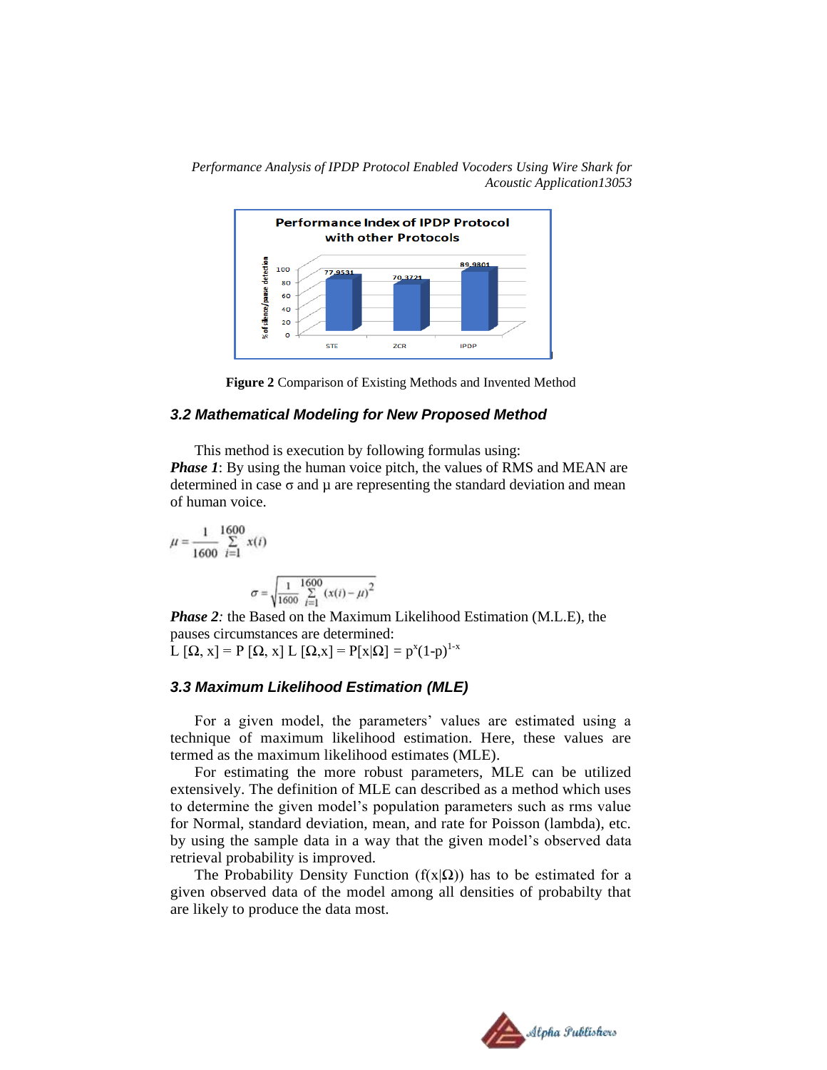Figure 2 Comparison of Existing Methods and Invented Method

### 3.2 Mathematical Modeling for New Proposed Method

This method is execution by following formulas using:

***Phase 1***: By using the human voice pitch, the values of RMS and MEAN are determined in case σ and μ are representing the standard deviation and mean of human voice.

$$\mu = \frac{1}{1600} \sum_{i=1}^{1600} x(i)$$

$$\sigma = \sqrt{\frac{1}{1600} \sum_{i=1}^{1600} (x(i) - \mu)^2}$$

***Phase 2****:* the Based on the Maximum Likelihood Estimation (M.L.E), the pauses circumstances are determined:

$L\,[\Omega, x] = P\,[\Omega, x]\; L\,[\Omega,x] = P[x|\Omega] = p^x(1-p)^{1-x}$

### 3.3 Maximum Likelihood Estimation (MLE)

For a given model, the parameters' values are estimated using a technique of maximum likelihood estimation. Here, these values are termed as the maximum likelihood estimates (MLE).

For estimating the more robust parameters, MLE can be utilized extensively. The definition of MLE can described as a method which uses to determine the given model's population parameters such as rms value for Normal, standard deviation, mean, and rate for Poisson (lambda), etc. by using the sample data in a way that the given model's observed data retrieval probability is improved.

The Probability Density Function (f(x|Ω)) has to be estimated for a given observed data of the model among all densities of probabilty that are likely to produce the data most.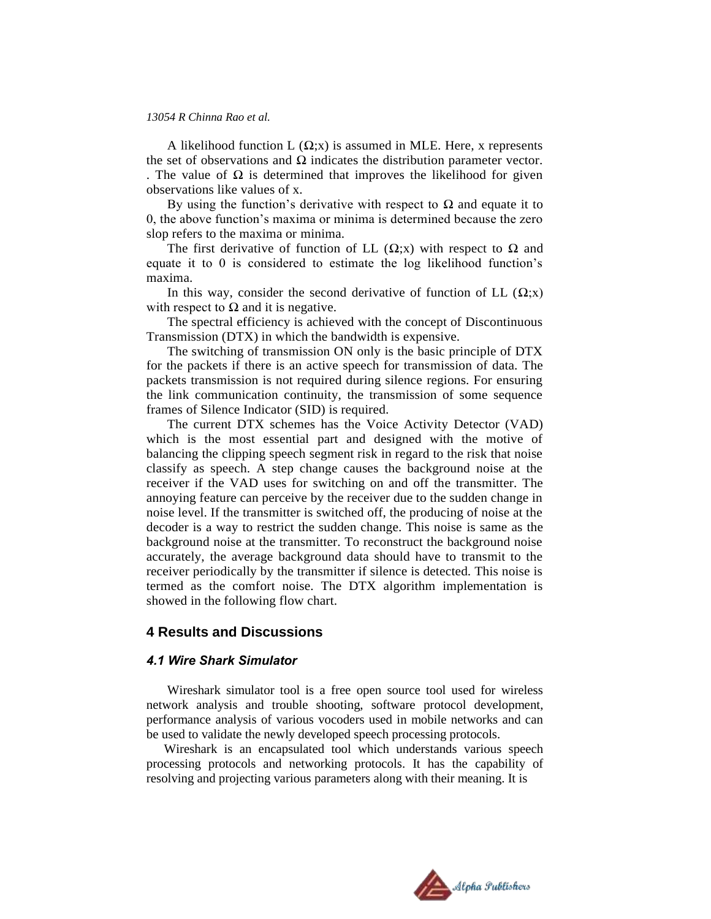A likelihood function L ($\Omega$;x) is assumed in MLE. Here, x represents the set of observations and $\Omega$ indicates the distribution parameter vector. . The value of $\Omega$ is determined that improves the likelihood for given observations like values of x.

By using the function's derivative with respect to $\Omega$ and equate it to 0, the above function's maxima or minima is determined because the zero slop refers to the maxima or minima.

The first derivative of function of LL ($\Omega$;x) with respect to $\Omega$ and equate it to 0 is considered to estimate the log likelihood function's maxima.

In this way, consider the second derivative of function of LL ($\Omega$;x) with respect to $\Omega$ and it is negative.

The spectral efficiency is achieved with the concept of Discontinuous Transmission (DTX) in which the bandwidth is expensive.

The switching of transmission ON only is the basic principle of DTX for the packets if there is an active speech for transmission of data. The packets transmission is not required during silence regions. For ensuring the link communication continuity, the transmission of some sequence frames of Silence Indicator (SID) is required.

The current DTX schemes has the Voice Activity Detector (VAD) which is the most essential part and designed with the motive of balancing the clipping speech segment risk in regard to the risk that noise classify as speech. A step change causes the background noise at the receiver if the VAD uses for switching on and off the transmitter. The annoying feature can perceive by the receiver due to the sudden change in noise level. If the transmitter is switched off, the producing of noise at the decoder is a way to restrict the sudden change. This noise is same as the background noise at the transmitter. To reconstruct the background noise accurately, the average background data should have to transmit to the receiver periodically by the transmitter if silence is detected. This noise is termed as the comfort noise. The DTX algorithm implementation is showed in the following flow chart.

## 4 Results and Discussions

### *4.1 Wire Shark Simulator*

Wireshark simulator tool is a free open source tool used for wireless network analysis and trouble shooting, software protocol development, performance analysis of various vocoders used in mobile networks and can be used to validate the newly developed speech processing protocols.

Wireshark is an encapsulated tool which understands various speech processing protocols and networking protocols. It has the capability of resolving and projecting various parameters along with their meaning. It is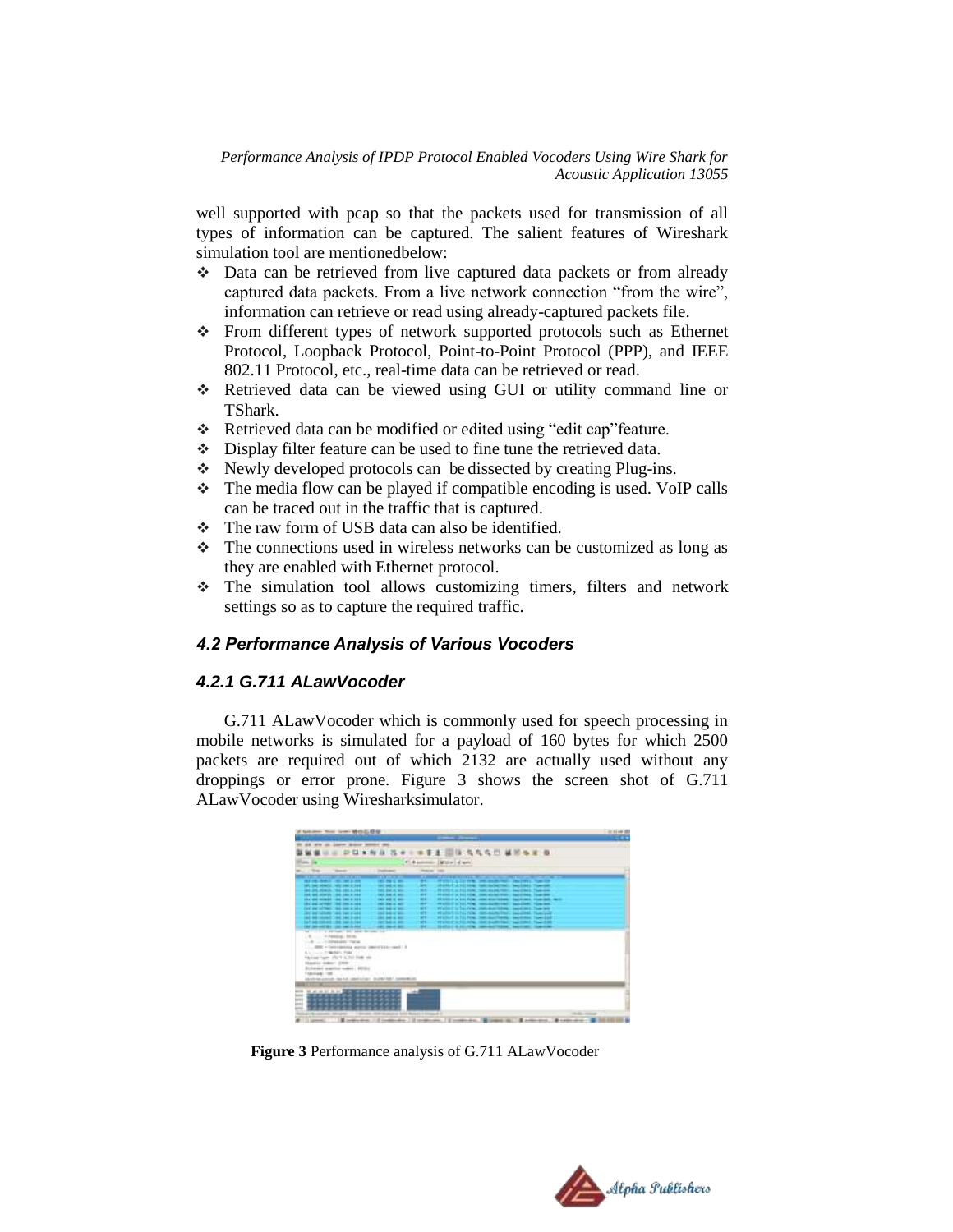well supported with pcap so that the packets used for transmission of all types of information can be captured. The salient features of Wireshark simulation tool are mentionedbelow:

- Data can be retrieved from live captured data packets or from already captured data packets. From a live network connection "from the wire", information can retrieve or read using already-captured packets file.
- From different types of network supported protocols such as Ethernet Protocol, Loopback Protocol, Point-to-Point Protocol (PPP), and IEEE 802.11 Protocol, etc., real-time data can be retrieved or read.
- Retrieved data can be viewed using GUI or utility command line or TShark.
- Retrieved data can be modified or edited using "edit cap"feature.
- Display filter feature can be used to fine tune the retrieved data.
- Newly developed protocols can be dissected by creating Plug-ins.
- The media flow can be played if compatible encoding is used. VoIP calls can be traced out in the traffic that is captured.
- The raw form of USB data can also be identified.
- The connections used in wireless networks can be customized as long as they are enabled with Ethernet protocol.
- The simulation tool allows customizing timers, filters and network settings so as to capture the required traffic.

### *4.2 Performance Analysis of Various Vocoders*

#### *4.2.1 G.711 ALawVocoder*

G.711 ALawVocoder which is commonly used for speech processing in mobile networks is simulated for a payload of 160 bytes for which 2500 packets are required out of which 2132 are actually used without any droppings or error prone. Figure 3 shows the screen shot of G.711 ALawVocoder using Wiresharksimulator.

**Figure 3** Performance analysis of G.711 ALawVocoder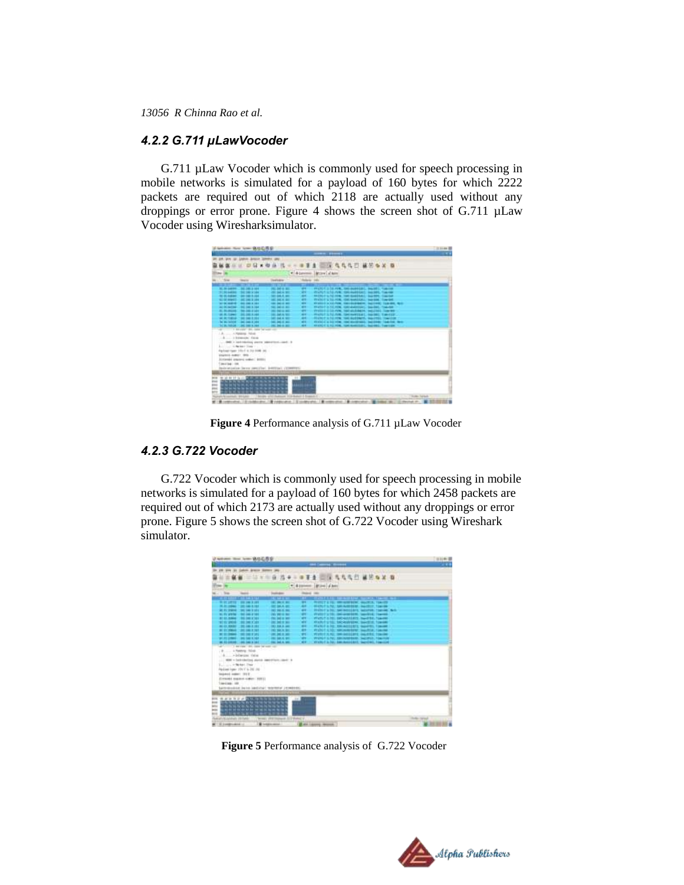### 4.2.2 G.711 μLawVocoder

G.711 μLaw Vocoder which is commonly used for speech processing in mobile networks is simulated for a payload of 160 bytes for which 2222 packets are required out of which 2118 are actually used without any droppings or error prone. Figure 4 shows the screen shot of G.711 μLaw Vocoder using Wiresharksimulator.

**Figure 4** Performance analysis of G.711 μLaw Vocoder

### 4.2.3 G.722 Vocoder

G.722 Vocoder which is commonly used for speech processing in mobile networks is simulated for a payload of 160 bytes for which 2458 packets are required out of which 2173 are actually used without any droppings or error prone. Figure 5 shows the screen shot of G.722 Vocoder using Wireshark simulator.

**Figure 5** Performance analysis of G.722 Vocoder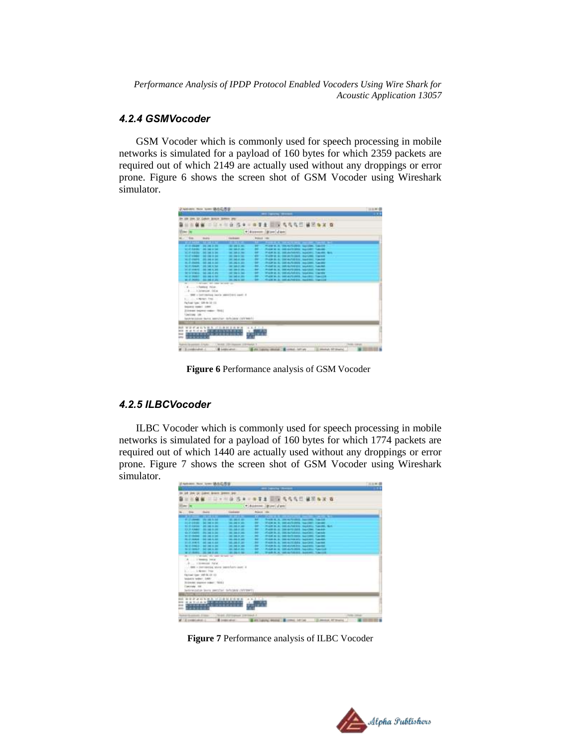### 4.2.4 GSMVocoder

GSM Vocoder which is commonly used for speech processing in mobile networks is simulated for a payload of 160 bytes for which 2359 packets are required out of which 2149 are actually used without any droppings or error prone. Figure 6 shows the screen shot of GSM Vocoder using Wireshark simulator.

**Figure 6** Performance analysis of GSM Vocoder

### 4.2.5 ILBCVocoder

ILBC Vocoder which is commonly used for speech processing in mobile networks is simulated for a payload of 160 bytes for which 1774 packets are required out of which 1440 are actually used without any droppings or error prone. Figure 7 shows the screen shot of GSM Vocoder using Wireshark simulator.

**Figure 7** Performance analysis of ILBC Vocoder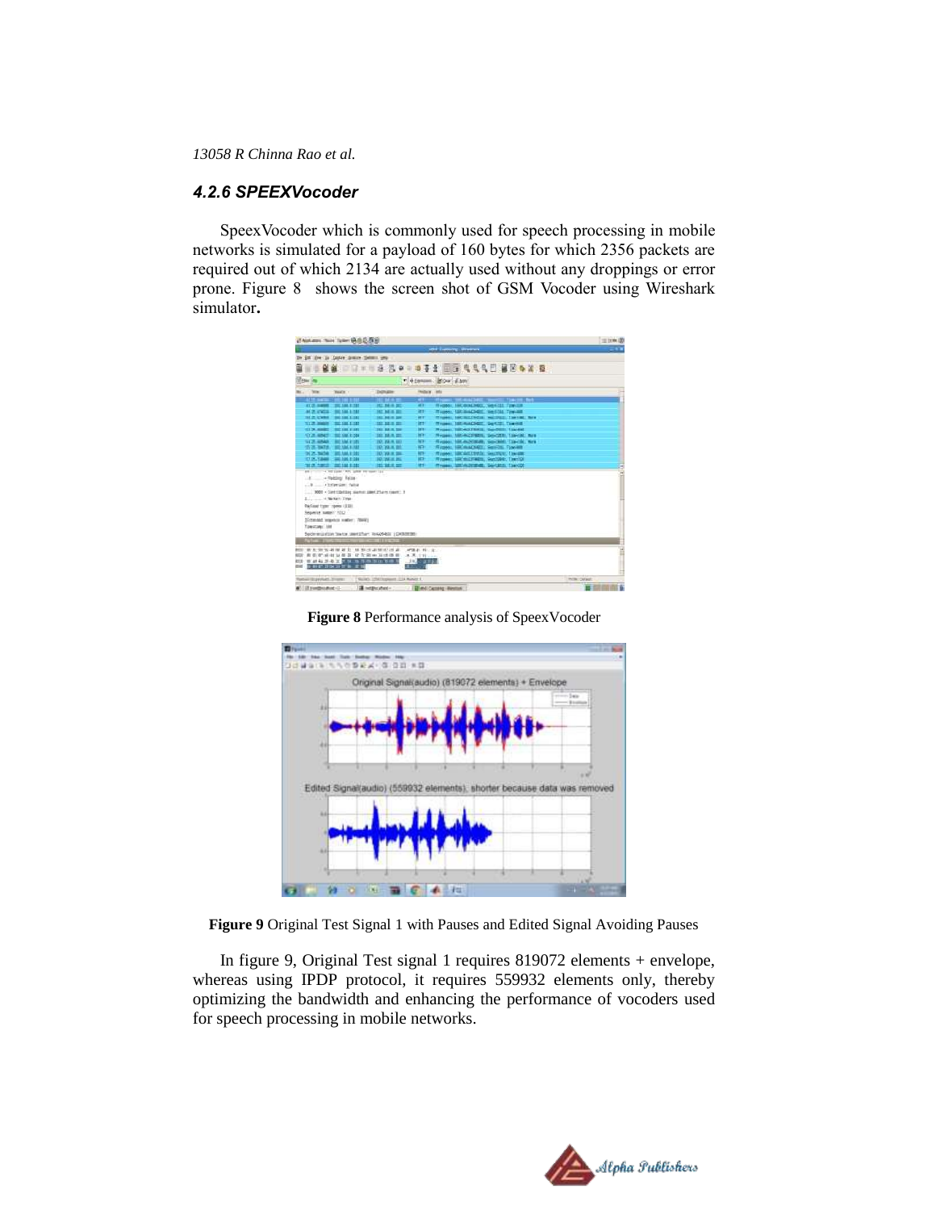### 4.2.6 SPEEXVocoder

SpeexVocoder which is commonly used for speech processing in mobile networks is simulated for a payload of 160 bytes for which 2356 packets are required out of which 2134 are actually used without any droppings or error prone. Figure 8 shows the screen shot of GSM Vocoder using Wireshark simulator.

**Figure 8** Performance analysis of SpeexVocoder

**Figure 9** Original Test Signal 1 with Pauses and Edited Signal Avoiding Pauses

In figure 9, Original Test signal 1 requires 819072 elements + envelope, whereas using IPDP protocol, it requires 559932 elements only, thereby optimizing the bandwidth and enhancing the performance of vocoders used for speech processing in mobile networks.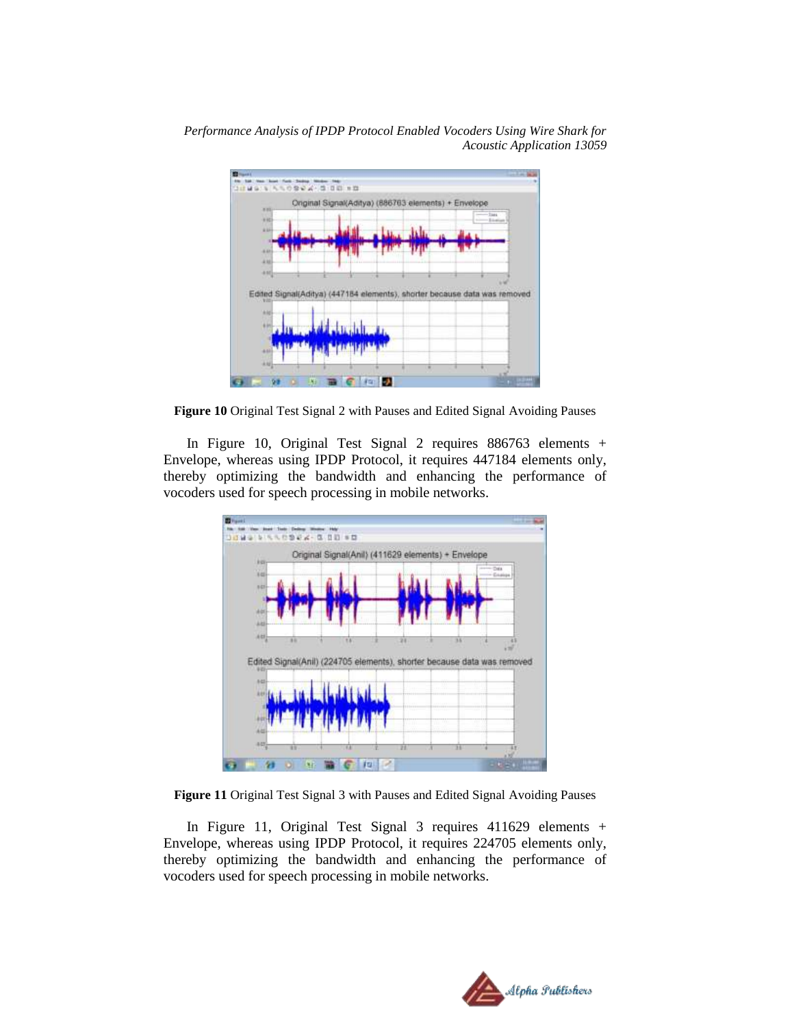**Figure 10** Original Test Signal 2 with Pauses and Edited Signal Avoiding Pauses

In Figure 10, Original Test Signal 2 requires 886763 elements + Envelope, whereas using IPDP Protocol, it requires 447184 elements only, thereby optimizing the bandwidth and enhancing the performance of vocoders used for speech processing in mobile networks.

**Figure 11** Original Test Signal 3 with Pauses and Edited Signal Avoiding Pauses

In Figure 11, Original Test Signal 3 requires 411629 elements + Envelope, whereas using IPDP Protocol, it requires 224705 elements only, thereby optimizing the bandwidth and enhancing the performance of vocoders used for speech processing in mobile networks.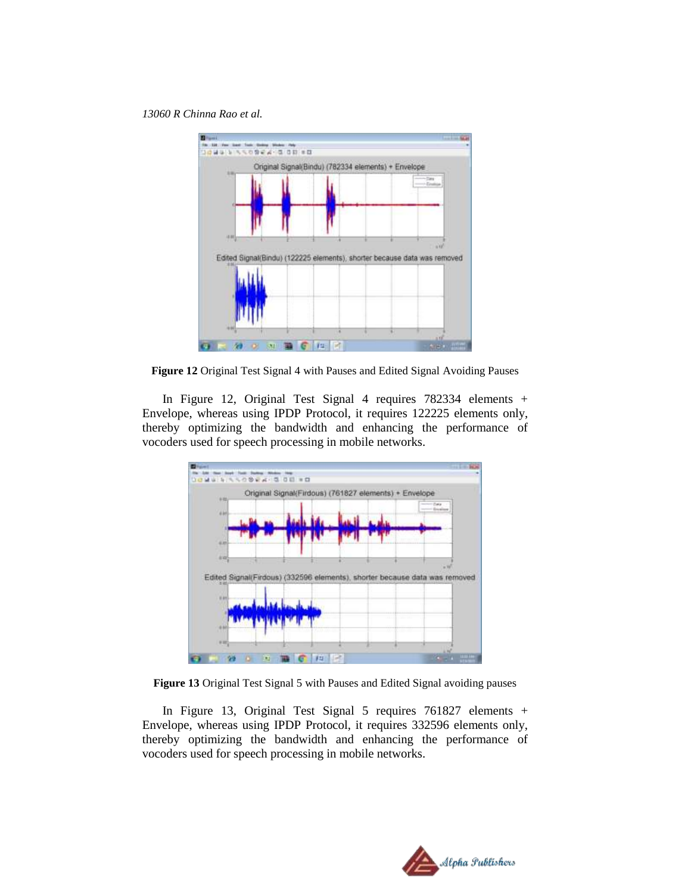**Figure 12** Original Test Signal 4 with Pauses and Edited Signal Avoiding Pauses

In Figure 12, Original Test Signal 4 requires 782334 elements + Envelope, whereas using IPDP Protocol, it requires 122225 elements only, thereby optimizing the bandwidth and enhancing the performance of vocoders used for speech processing in mobile networks.

**Figure 13** Original Test Signal 5 with Pauses and Edited Signal avoiding pauses

In Figure 13, Original Test Signal 5 requires 761827 elements + Envelope, whereas using IPDP Protocol, it requires 332596 elements only, thereby optimizing the bandwidth and enhancing the performance of vocoders used for speech processing in mobile networks.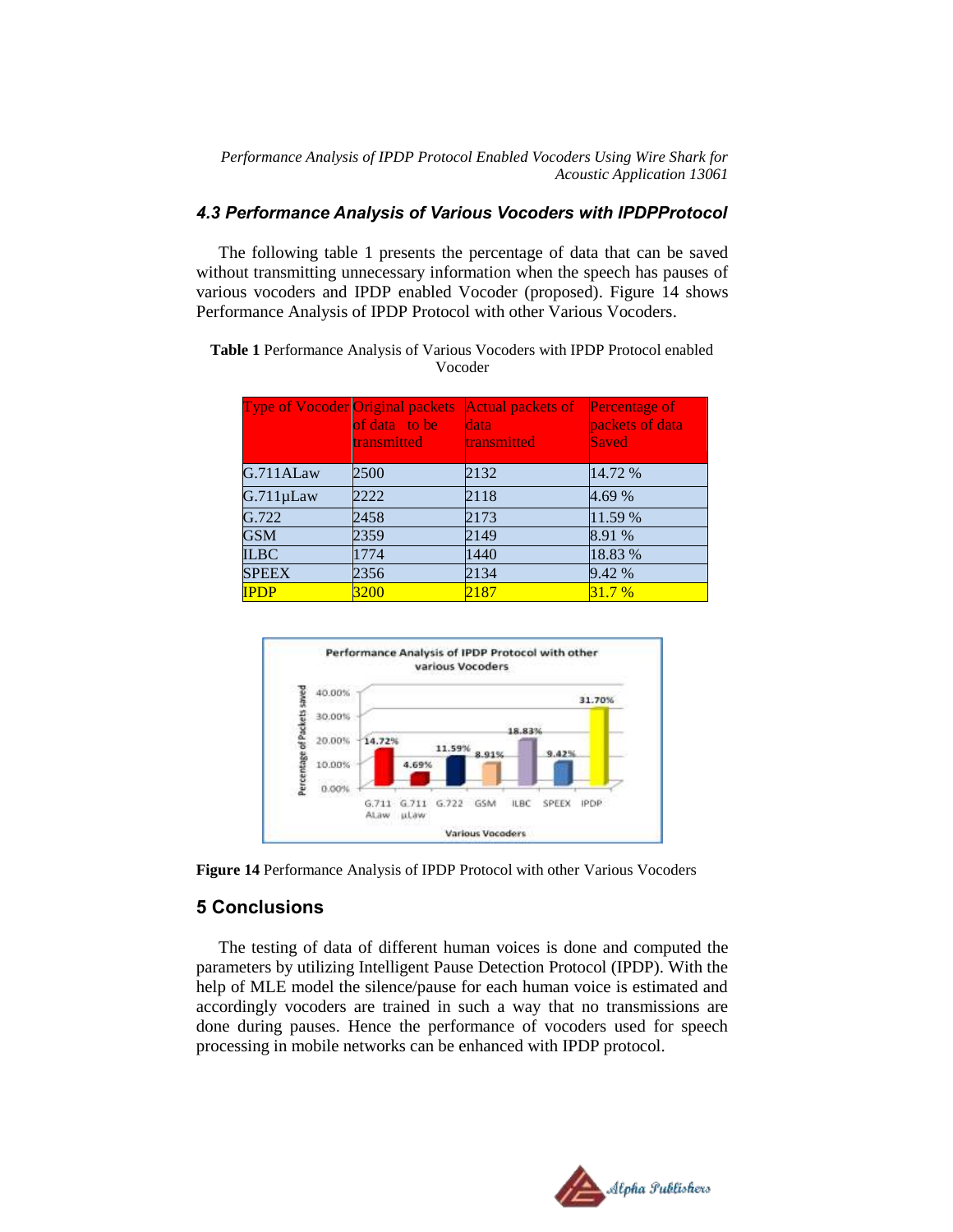### 4.3 Performance Analysis of Various Vocoders with IPDPProtocol

The following table 1 presents the percentage of data that can be saved without transmitting unnecessary information when the speech has pauses of various vocoders and IPDP enabled Vocoder (proposed). Figure 14 shows Performance Analysis of IPDP Protocol with other Various Vocoders.

**Table 1** Performance Analysis of Various Vocoders with IPDP Protocol enabled Vocoder

| Type of Vocoder | Original packets of data to be transmitted | Actual packets of data transmitted | Percentage of packets of data Saved |
|---|---|---|---|
| G.711ALaw | 2500 | 2132 | 14.72 % |
| G.711µLaw | 2222 | 2118 | 4.69 % |
| G.722 | 2458 | 2173 | 11.59 % |
| GSM | 2359 | 2149 | 8.91 % |
| ILBC | 1774 | 1440 | 18.83 % |
| SPEEX | 2356 | 2134 | 9.42 % |
| IPDP | 3200 | 2187 | 31.7 % |

**Figure 14** Performance Analysis of IPDP Protocol with other Various Vocoders

## 5 Conclusions

The testing of data of different human voices is done and computed the parameters by utilizing Intelligent Pause Detection Protocol (IPDP). With the help of MLE model the silence/pause for each human voice is estimated and accordingly vocoders are trained in such a way that no transmissions are done during pauses. Hence the performance of vocoders used for speech processing in mobile networks can be enhanced with IPDP protocol.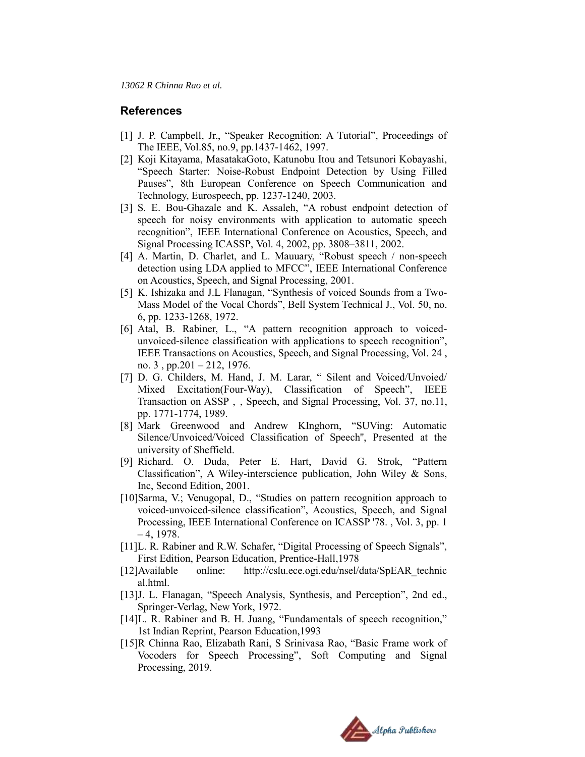## References

[1] J. P. Campbell, Jr., “Speaker Recognition: A Tutorial”, Proceedings of The IEEE, Vol.85, no.9, pp.1437-1462, 1997.

[2] Koji Kitayama, MasatakaGoto, Katunobu Itou and Tetsunori Kobayashi, “Speech Starter: Noise-Robust Endpoint Detection by Using Filled Pauses”, 8th European Conference on Speech Communication and Technology, Eurospeech, pp. 1237-1240, 2003.

[3] S. E. Bou-Ghazale and K. Assaleh, “A robust endpoint detection of speech for noisy environments with application to automatic speech recognition”, IEEE International Conference on Acoustics, Speech, and Signal Processing ICASSP, Vol. 4, 2002, pp. 3808–3811, 2002.

[4] A. Martin, D. Charlet, and L. Mauuary, “Robust speech / non-speech detection using LDA applied to MFCC”, IEEE International Conference on Acoustics, Speech, and Signal Processing, 2001.

[5] K. Ishizaka and J.L Flanagan, “Synthesis of voiced Sounds from a Two-Mass Model of the Vocal Chords”, Bell System Technical J., Vol. 50, no. 6, pp. 1233-1268, 1972.

[6] Atal, B. Rabiner, L., “A pattern recognition approach to voiced-unvoiced-silence classification with applications to speech recognition”, IEEE Transactions on Acoustics, Speech, and Signal Processing, Vol. 24 , no. 3 , pp.201 – 212, 1976.

[7] D. G. Childers, M. Hand, J. M. Larar, “ Silent and Voiced/Unvoied/ Mixed Excitation(Four-Way), Classification of Speech”, IEEE Transaction on ASSP , , Speech, and Signal Processing, Vol. 37, no.11, pp. 1771-1774, 1989.

[8] Mark Greenwood and Andrew KInghorn, “SUVing: Automatic Silence/Unvoiced/Voiced Classification of Speech", Presented at the university of Sheffield.

[9] Richard. O. Duda, Peter E. Hart, David G. Strok, “Pattern Classification”, A Wiley-interscience publication, John Wiley & Sons, Inc, Second Edition, 2001.

[10]Sarma, V.; Venugopal, D., “Studies on pattern recognition approach to voiced-unvoiced-silence classification”, Acoustics, Speech, and Signal Processing, IEEE International Conference on ICASSP '78. , Vol. 3, pp. 1 – 4, 1978.

[11]L. R. Rabiner and R.W. Schafer, “Digital Processing of Speech Signals”, First Edition, Pearson Education, Prentice-Hall,1978

[12]Available online: http://cslu.ece.ogi.edu/nsel/data/SpEAR_technical.html.

[13]J. L. Flanagan, “Speech Analysis, Synthesis, and Perception”, 2nd ed., Springer-Verlag, New York, 1972.

[14]L. R. Rabiner and B. H. Juang, “Fundamentals of speech recognition,” 1st Indian Reprint, Pearson Education,1993

[15]R Chinna Rao, Elizabath Rani, S Srinivasa Rao, “Basic Frame work of Vocoders for Speech Processing”, Soft Computing and Signal Processing, 2019.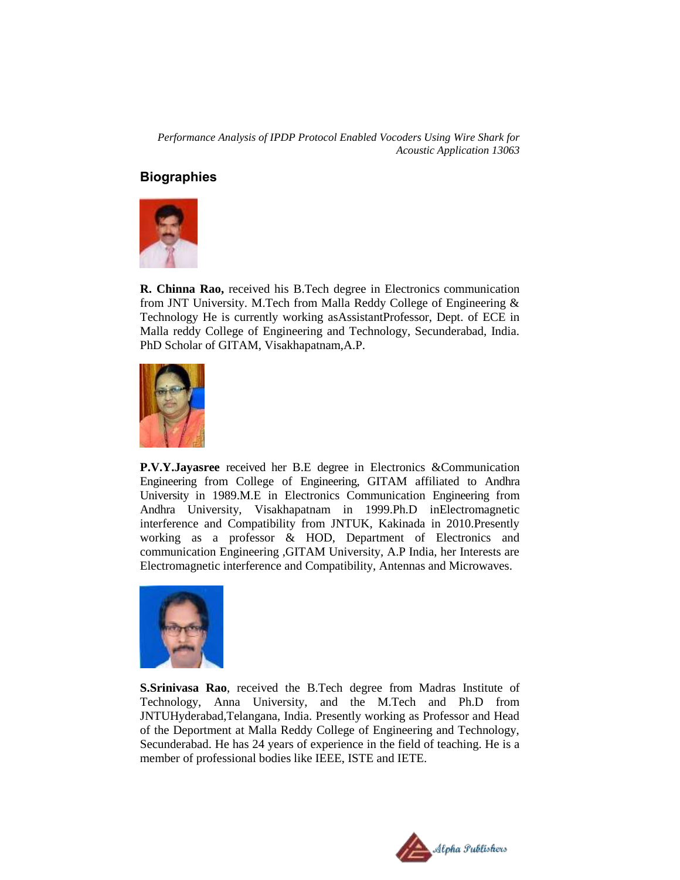## Biographies

**R. Chinna Rao,** received his B.Tech degree in Electronics communication from JNT University. M.Tech from Malla Reddy College of Engineering & Technology He is currently working asAssistantProfessor, Dept. of ECE in Malla reddy College of Engineering and Technology, Secunderabad, India. PhD Scholar of GITAM, Visakhapatnam,A.P.

**P.V.Y.Jayasree** received her B.E degree in Electronics &Communication Engineering from College of Engineering, GITAM affiliated to Andhra University in 1989.M.E in Electronics Communication Engineering from Andhra University, Visakhapatnam in 1999.Ph.D inElectromagnetic interference and Compatibility from JNTUK, Kakinada in 2010.Presently working as a professor & HOD, Department of Electronics and communication Engineering ,GITAM University, A.P India, her Interests are Electromagnetic interference and Compatibility, Antennas and Microwaves.

**S.Srinivasa Rao**, received the B.Tech degree from Madras Institute of Technology, Anna University, and the M.Tech and Ph.D from JNTUHyderabad,Telangana, India. Presently working as Professor and Head of the Deportment at Malla Reddy College of Engineering and Technology, Secunderabad. He has 24 years of experience in the field of teaching. He is a member of professional bodies like IEEE, ISTE and IETE.